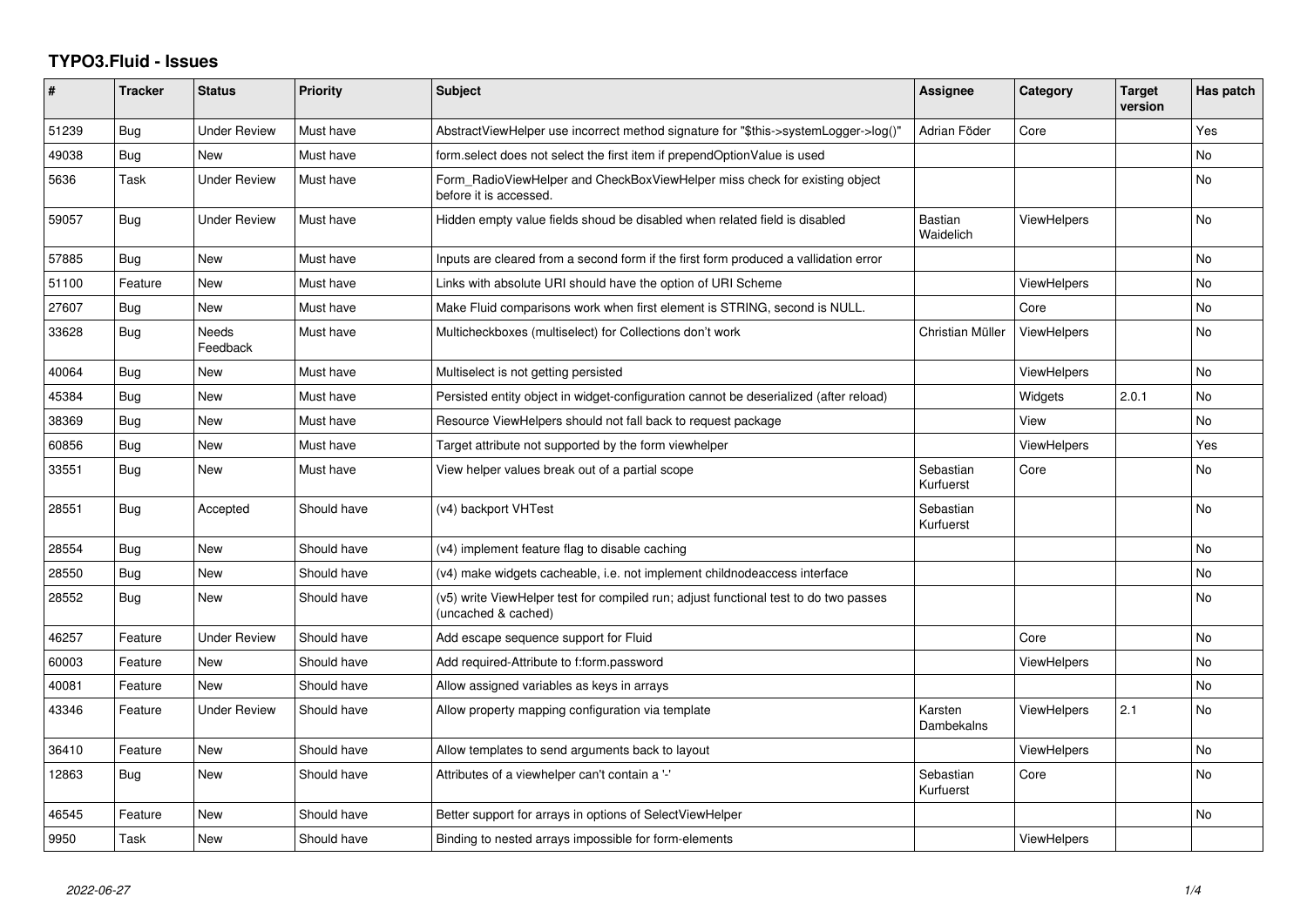# TYPO3.Fluid - Issues

| # | Tracker | Status | Priority | Subject | Assignee | Category | Target version | Has patch |
|---|---|---|---|---|---|---|---|---|
| 51239 | Bug | Under Review | Must have | AbstractViewHelper use incorrect method signature for "$this->systemLogger->log()" | Adrian Föder | Core | | Yes |
| 49038 | Bug | New | Must have | form.select does not select the first item if prependOptionValue is used | | | | No |
| 5636 | Task | Under Review | Must have | Form_RadioViewHelper and CheckBoxViewHelper miss check for existing object before it is accessed. | | | | No |
| 59057 | Bug | Under Review | Must have | Hidden empty value fields shoud be disabled when related field is disabled | Bastian Waidelich | ViewHelpers | | No |
| 57885 | Bug | New | Must have | Inputs are cleared from a second form if the first form produced a vallidation error | | | | No |
| 51100 | Feature | New | Must have | Links with absolute URI should have the option of URI Scheme | | ViewHelpers | | No |
| 27607 | Bug | New | Must have | Make Fluid comparisons work when first element is STRING, second is NULL. | | Core | | No |
| 33628 | Bug | Needs Feedback | Must have | Multicheckboxes (multiselect) for Collections don't work | Christian Müller | ViewHelpers | | No |
| 40064 | Bug | New | Must have | Multiselect is not getting persisted | | ViewHelpers | | No |
| 45384 | Bug | New | Must have | Persisted entity object in widget-configuration cannot be deserialized (after reload) | | Widgets | 2.0.1 | No |
| 38369 | Bug | New | Must have | Resource ViewHelpers should not fall back to request package | | View | | No |
| 60856 | Bug | New | Must have | Target attribute not supported by the form viewhelper | | ViewHelpers | | Yes |
| 33551 | Bug | New | Must have | View helper values break out of a partial scope | Sebastian Kurfuerst | Core | | No |
| 28551 | Bug | Accepted | Should have | (v4) backport VHTest | Sebastian Kurfuerst | | | No |
| 28554 | Bug | New | Should have | (v4) implement feature flag to disable caching | | | | No |
| 28550 | Bug | New | Should have | (v4) make widgets cacheable, i.e. not implement childnodeaccess interface | | | | No |
| 28552 | Bug | New | Should have | (v5) write ViewHelper test for compiled run; adjust functional test to do two passes (uncached & cached) | | | | No |
| 46257 | Feature | Under Review | Should have | Add escape sequence support for Fluid | | Core | | No |
| 60003 | Feature | New | Should have | Add required-Attribute to f:form.password | | ViewHelpers | | No |
| 40081 | Feature | New | Should have | Allow assigned variables as keys in arrays | | | | No |
| 43346 | Feature | Under Review | Should have | Allow property mapping configuration via template | Karsten Dambekalns | ViewHelpers | 2.1 | No |
| 36410 | Feature | New | Should have | Allow templates to send arguments back to layout | | ViewHelpers | | No |
| 12863 | Bug | New | Should have | Attributes of a viewhelper can't contain a '-' | Sebastian Kurfuerst | Core | | No |
| 46545 | Feature | New | Should have | Better support for arrays in options of SelectViewHelper | | | | No |
| 9950 | Task | New | Should have | Binding to nested arrays impossible for form-elements | | ViewHelpers | | |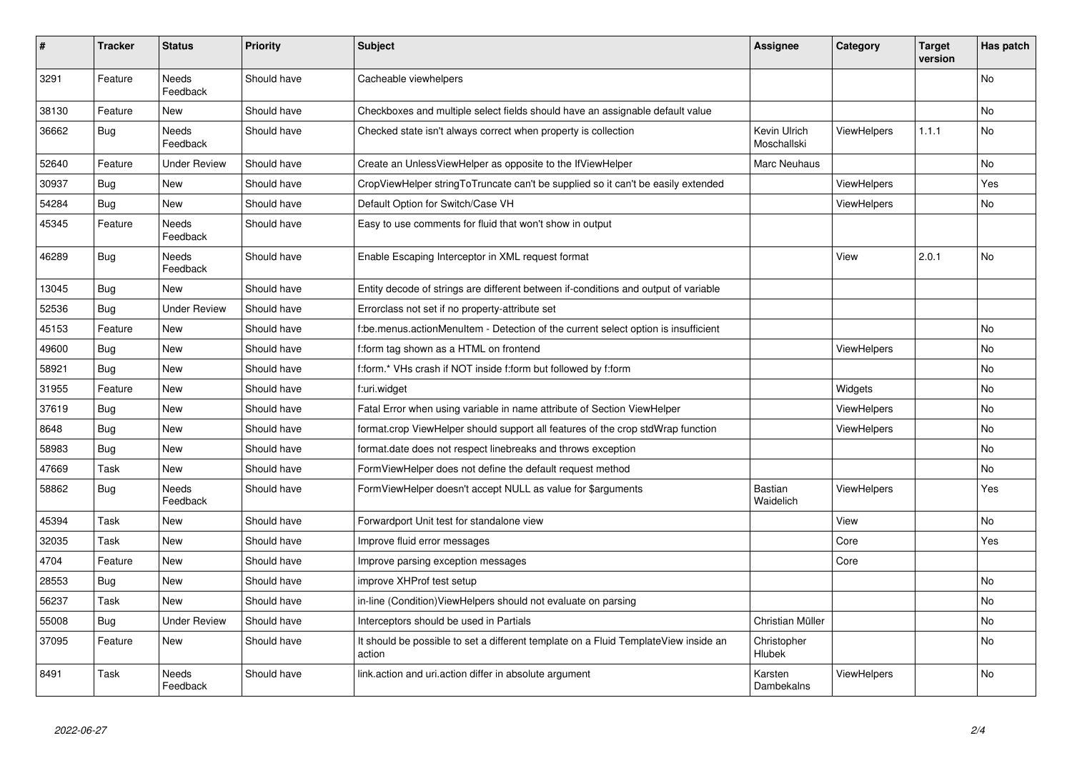| # | Tracker | Status | Priority | Subject | Assignee | Category | Target version | Has patch |
|---|---|---|---|---|---|---|---|---|
| 3291 | Feature | Needs Feedback | Should have | Cacheable viewhelpers | | | | No |
| 38130 | Feature | New | Should have | Checkboxes and multiple select fields should have an assignable default value | | | | No |
| 36662 | Bug | Needs Feedback | Should have | Checked state isn't always correct when property is collection | Kevin Ulrich Moschallski | ViewHelpers | 1.1.1 | No |
| 52640 | Feature | Under Review | Should have | Create an UnlessViewHelper as opposite to the IfViewHelper | Marc Neuhaus | | | No |
| 30937 | Bug | New | Should have | CropViewHelper stringToTruncate can't be supplied so it can't be easily extended | | ViewHelpers | | Yes |
| 54284 | Bug | New | Should have | Default Option for Switch/Case VH | | ViewHelpers | | No |
| 45345 | Feature | Needs Feedback | Should have | Easy to use comments for fluid that won't show in output | | | | |
| 46289 | Bug | Needs Feedback | Should have | Enable Escaping Interceptor in XML request format | | View | 2.0.1 | No |
| 13045 | Bug | New | Should have | Entity decode of strings are different between if-conditions and output of variable | | | | |
| 52536 | Bug | Under Review | Should have | Errorclass not set if no property-attribute set | | | | |
| 45153 | Feature | New | Should have | f:be.menus.actionMenuItem - Detection of the current select option is insufficient | | | | No |
| 49600 | Bug | New | Should have | f:form tag shown as a HTML on frontend | | ViewHelpers | | No |
| 58921 | Bug | New | Should have | f:form.* VHs crash if NOT inside f:form but followed by f:form | | | | No |
| 31955 | Feature | New | Should have | f:uri.widget | | Widgets | | No |
| 37619 | Bug | New | Should have | Fatal Error when using variable in name attribute of Section ViewHelper | | ViewHelpers | | No |
| 8648 | Bug | New | Should have | format.crop ViewHelper should support all features of the crop stdWrap function | | ViewHelpers | | No |
| 58983 | Bug | New | Should have | format.date does not respect linebreaks and throws exception | | | | No |
| 47669 | Task | New | Should have | FormViewHelper does not define the default request method | | | | No |
| 58862 | Bug | Needs Feedback | Should have | FormViewHelper doesn't accept NULL as value for $arguments | Bastian Waidelich | ViewHelpers | | Yes |
| 45394 | Task | New | Should have | Forwardport Unit test for standalone view | | View | | No |
| 32035 | Task | New | Should have | Improve fluid error messages | | Core | | Yes |
| 4704 | Feature | New | Should have | Improve parsing exception messages | | Core | | |
| 28553 | Bug | New | Should have | improve XHProf test setup | | | | No |
| 56237 | Task | New | Should have | in-line (Condition)ViewHelpers should not evaluate on parsing | | | | No |
| 55008 | Bug | Under Review | Should have | Interceptors should be used in Partials | Christian Müller | | | No |
| 37095 | Feature | New | Should have | It should be possible to set a different template on a Fluid TemplateView inside an action | Christopher Hlubek | | | No |
| 8491 | Task | Needs Feedback | Should have | link.action and uri.action differ in absolute argument | Karsten Dambekalns | ViewHelpers | | No |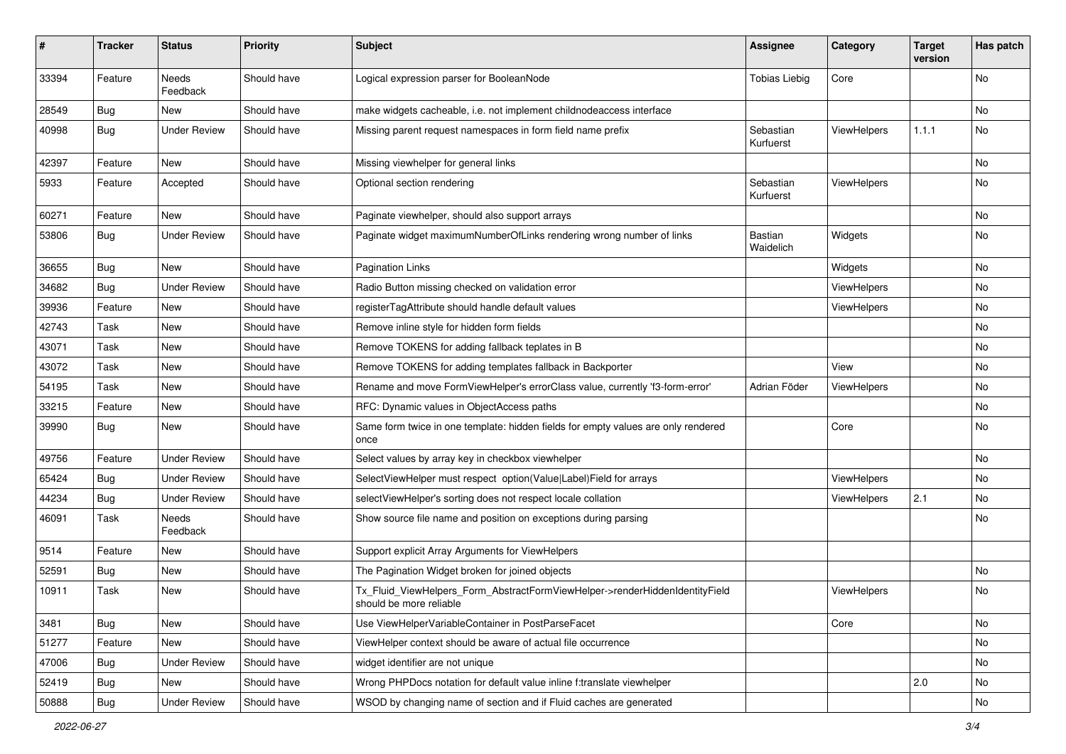| # | Tracker | Status | Priority | Subject | Assignee | Category | Target version | Has patch |
|---|---|---|---|---|---|---|---|---|
| 33394 | Feature | Needs Feedback | Should have | Logical expression parser for BooleanNode | Tobias Liebig | Core | | No |
| 28549 | Bug | New | Should have | make widgets cacheable, i.e. not implement childnodeaccess interface | | | | No |
| 40998 | Bug | Under Review | Should have | Missing parent request namespaces in form field name prefix | Sebastian Kurfuerst | ViewHelpers | 1.1.1 | No |
| 42397 | Feature | New | Should have | Missing viewhelper for general links | | | | No |
| 5933 | Feature | Accepted | Should have | Optional section rendering | Sebastian Kurfuerst | ViewHelpers | | No |
| 60271 | Feature | New | Should have | Paginate viewhelper, should also support arrays | | | | No |
| 53806 | Bug | Under Review | Should have | Paginate widget maximumNumberOfLinks rendering wrong number of links | Bastian Waidelich | Widgets | | No |
| 36655 | Bug | New | Should have | Pagination Links | | Widgets | | No |
| 34682 | Bug | Under Review | Should have | Radio Button missing checked on validation error | | ViewHelpers | | No |
| 39936 | Feature | New | Should have | registerTagAttribute should handle default values | | ViewHelpers | | No |
| 42743 | Task | New | Should have | Remove inline style for hidden form fields | | | | No |
| 43071 | Task | New | Should have | Remove TOKENS for adding fallback teplates in B | | | | No |
| 43072 | Task | New | Should have | Remove TOKENS for adding templates fallback in Backporter | | View | | No |
| 54195 | Task | New | Should have | Rename and move FormViewHelper's errorClass value, currently 'f3-form-error' | Adrian Föder | ViewHelpers | | No |
| 33215 | Feature | New | Should have | RFC: Dynamic values in ObjectAccess paths | | | | No |
| 39990 | Bug | New | Should have | Same form twice in one template: hidden fields for empty values are only rendered once | | Core | | No |
| 49756 | Feature | Under Review | Should have | Select values by array key in checkbox viewhelper | | | | No |
| 65424 | Bug | Under Review | Should have | SelectViewHelper must respect option(Value\|Label)Field for arrays | | ViewHelpers | | No |
| 44234 | Bug | Under Review | Should have | selectViewHelper's sorting does not respect locale collation | | ViewHelpers | 2.1 | No |
| 46091 | Task | Needs Feedback | Should have | Show source file name and position on exceptions during parsing | | | | No |
| 9514 | Feature | New | Should have | Support explicit Array Arguments for ViewHelpers | | | | |
| 52591 | Bug | New | Should have | The Pagination Widget broken for joined objects | | | | No |
| 10911 | Task | New | Should have | Tx_Fluid_ViewHelpers_Form_AbstractFormViewHelper->renderHiddenIdentityField should be more reliable | | ViewHelpers | | No |
| 3481 | Bug | New | Should have | Use ViewHelperVariableContainer in PostParseFacet | | Core | | No |
| 51277 | Feature | New | Should have | ViewHelper context should be aware of actual file occurrence | | | | No |
| 47006 | Bug | Under Review | Should have | widget identifier are not unique | | | | No |
| 52419 | Bug | New | Should have | Wrong PHPDocs notation for default value inline f:translate viewhelper | | | 2.0 | No |
| 50888 | Bug | Under Review | Should have | WSOD by changing name of section and if Fluid caches are generated | | | | No |

*2022-06-27*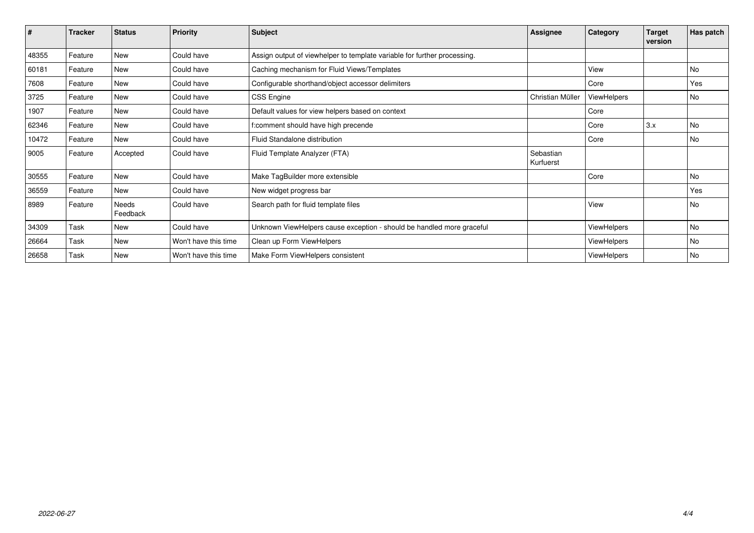| # | Tracker | Status | Priority | Subject | Assignee | Category | Target version | Has patch |
|---|---|---|---|---|---|---|---|---|
| 48355 | Feature | New | Could have | Assign output of viewhelper to template variable for further processing. | | | | |
| 60181 | Feature | New | Could have | Caching mechanism for Fluid Views/Templates | | View | | No |
| 7608 | Feature | New | Could have | Configurable shorthand/object accessor delimiters | | Core | | Yes |
| 3725 | Feature | New | Could have | CSS Engine | Christian Müller | ViewHelpers | | No |
| 1907 | Feature | New | Could have | Default values for view helpers based on context | | Core | | |
| 62346 | Feature | New | Could have | f:comment should have high precende | | Core | 3.x | No |
| 10472 | Feature | New | Could have | Fluid Standalone distribution | | Core | | No |
| 9005 | Feature | Accepted | Could have | Fluid Template Analyzer (FTA) | Sebastian Kurfuerst | | | |
| 30555 | Feature | New | Could have | Make TagBuilder more extensible | | Core | | No |
| 36559 | Feature | New | Could have | New widget progress bar | | | | Yes |
| 8989 | Feature | Needs Feedback | Could have | Search path for fluid template files | | View | | No |
| 34309 | Task | New | Could have | Unknown ViewHelpers cause exception - should be handled more graceful | | ViewHelpers | | No |
| 26664 | Task | New | Won't have this time | Clean up Form ViewHelpers | | ViewHelpers | | No |
| 26658 | Task | New | Won't have this time | Make Form ViewHelpers consistent | | ViewHelpers | | No |

2022-06-27